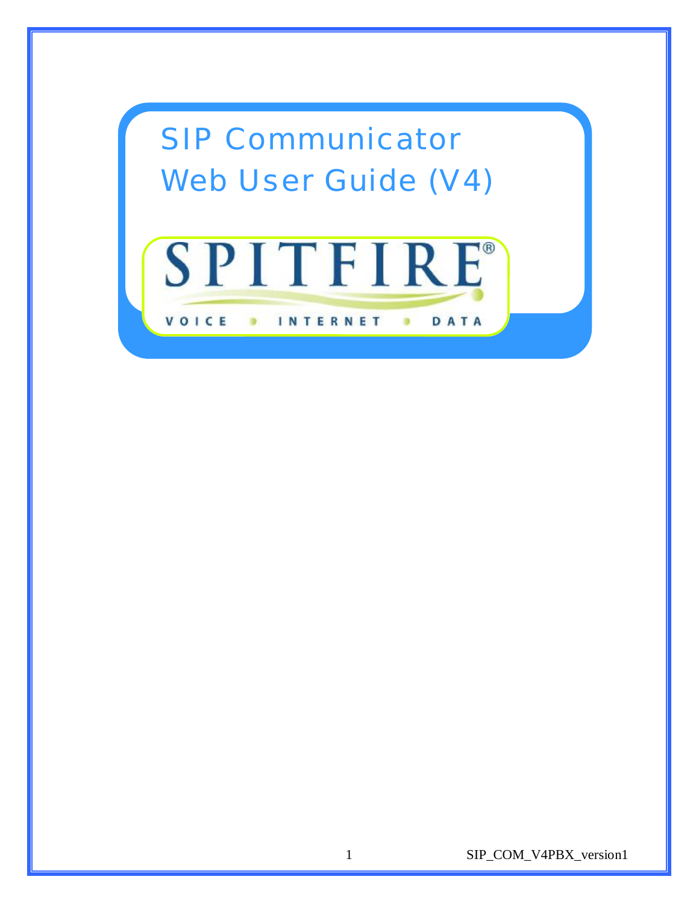# SIP Communicator
# Web User Guide (V4)

SPITFIRE®

VOICE • INTERNET • DATA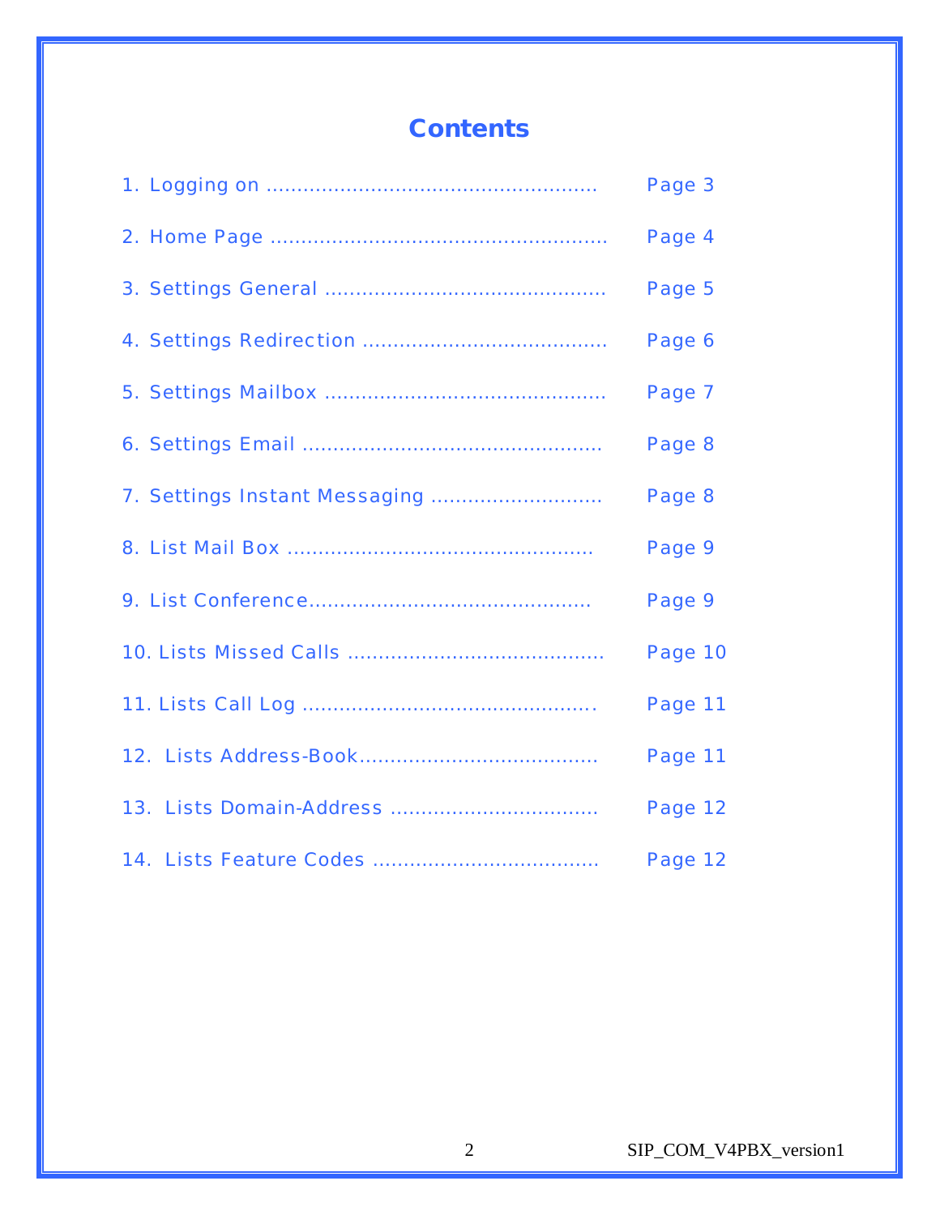# Contents

1. Logging on .................................................... Page 3
2. Home Page ..................................................... Page 4
3. Settings General ............................................ Page 5
4. Settings Redirection ...................................... Page 6
5. Settings Mailbox ............................................ Page 7
6. Settings Email ............................................... Page 8
7. Settings Instant Messaging ........................... Page 8
8. List Mail Box ................................................. Page 9
9. List Conference............................................. Page 9
10. Lists Missed Calls ......................................... Page 10
11. Lists Call Log ............................................... Page 11
12. Lists Address-Book...................................... Page 11
13. Lists Domain-Address ................................. Page 12
14. Lists Feature Codes .................................... Page 12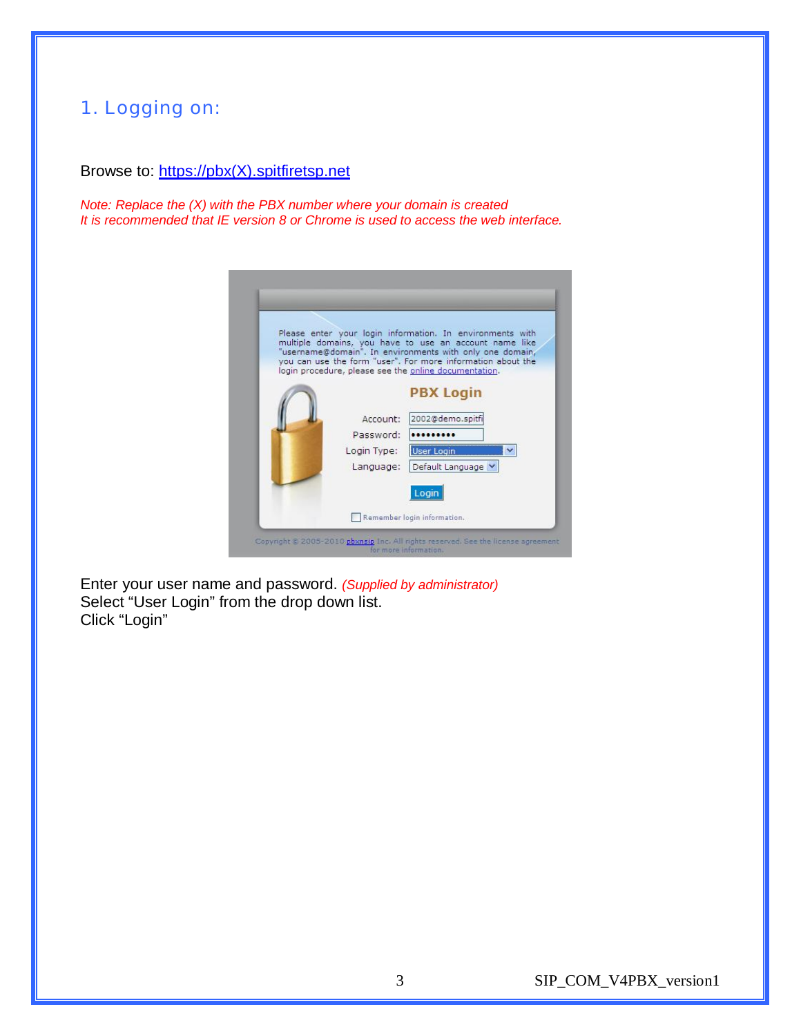## 1. Logging on:

Browse to: https://pbx(X).spitfiretsp.net

*Note: Replace the (X) with the PBX number where your domain is created*
*It is recommended that IE version 8 or Chrome is used to access the web interface.*

Enter your user name and password. *(Supplied by administrator)*
Select “User Login” from the drop down list.
Click “Login”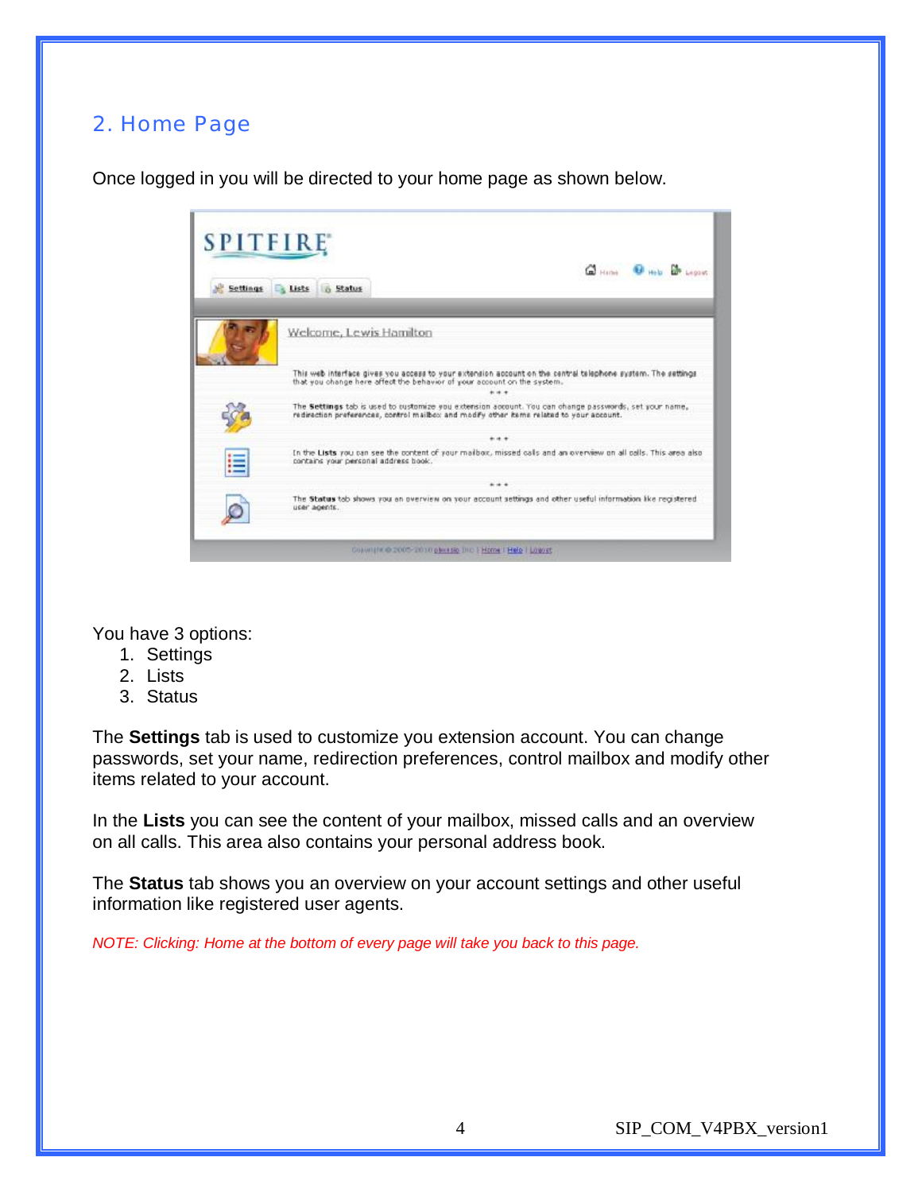## 2. Home Page

Once logged in you will be directed to your home page as shown below.

You have 3 options:

1. Settings
2. Lists
3. Status

The **Settings** tab is used to customize you extension account. You can change passwords, set your name, redirection preferences, control mailbox and modify other items related to your account.

In the **Lists** you can see the content of your mailbox, missed calls and an overview on all calls. This area also contains your personal address book.

The **Status** tab shows you an overview on your account settings and other useful information like registered user agents.

*NOTE: Clicking: Home at the bottom of every page will take you back to this page.*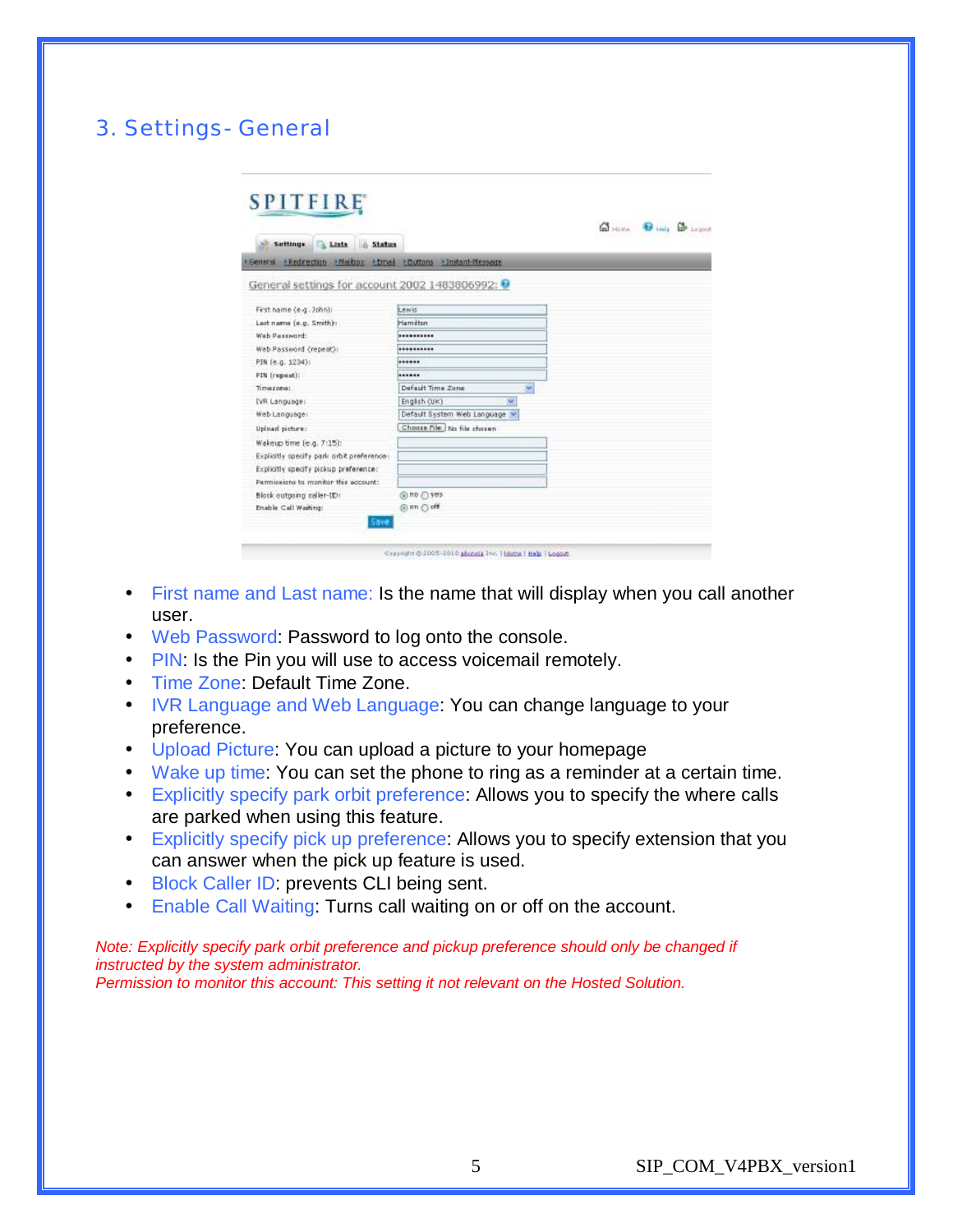## 3. Settings- General

- First name and Last name: Is the name that will display when you call another user.
- Web Password: Password to log onto the console.
- PIN: Is the Pin you will use to access voicemail remotely.
- Time Zone: Default Time Zone.
- IVR Language and Web Language: You can change language to your preference.
- Upload Picture: You can upload a picture to your homepage
- Wake up time: You can set the phone to ring as a reminder at a certain time.
- Explicitly specify park orbit preference: Allows you to specify the where calls are parked when using this feature.
- Explicitly specify pick up preference: Allows you to specify extension that you can answer when the pick up feature is used.
- Block Caller ID: prevents CLI being sent.
- Enable Call Waiting: Turns call waiting on or off on the account.

*Note: Explicitly specify park orbit preference and pickup preference should only be changed if instructed by the system administrator.*
*Permission to monitor this account: This setting it not relevant on the Hosted Solution.*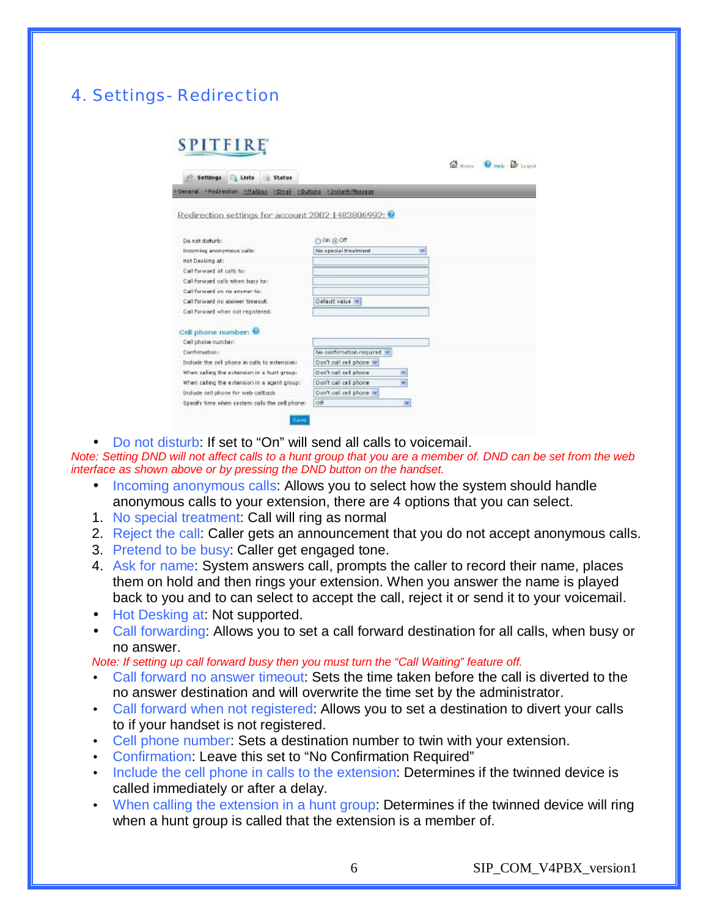## 4. Settings- Redirection

- Do not disturb: If set to "On" will send all calls to voicemail.

*Note: Setting DND will not affect calls to a hunt group that you are a member of. DND can be set from the web interface as shown above or by pressing the DND button on the handset.*

- Incoming anonymous calls: Allows you to select how the system should handle anonymous calls to your extension, there are 4 options that you can select.

1. No special treatment: Call will ring as normal
2. Reject the call: Caller gets an announcement that you do not accept anonymous calls.
3. Pretend to be busy: Caller get engaged tone.
4. Ask for name: System answers call, prompts the caller to record their name, places them on hold and then rings your extension. When you answer the name is played back to you and to can select to accept the call, reject it or send it to your voicemail.

- Hot Desking at: Not supported.
- Call forwarding: Allows you to set a call forward destination for all calls, when busy or no answer.

*Note: If setting up call forward busy then you must turn the "Call Waiting" feature off.*

- Call forward no answer timeout: Sets the time taken before the call is diverted to the no answer destination and will overwrite the time set by the administrator.
- Call forward when not registered: Allows you to set a destination to divert your calls to if your handset is not registered.
- Cell phone number: Sets a destination number to twin with your extension.
- Confirmation: Leave this set to "No Confirmation Required"
- Include the cell phone in calls to the extension: Determines if the twinned device is called immediately or after a delay.
- When calling the extension in a hunt group: Determines if the twinned device will ring when a hunt group is called that the extension is a member of.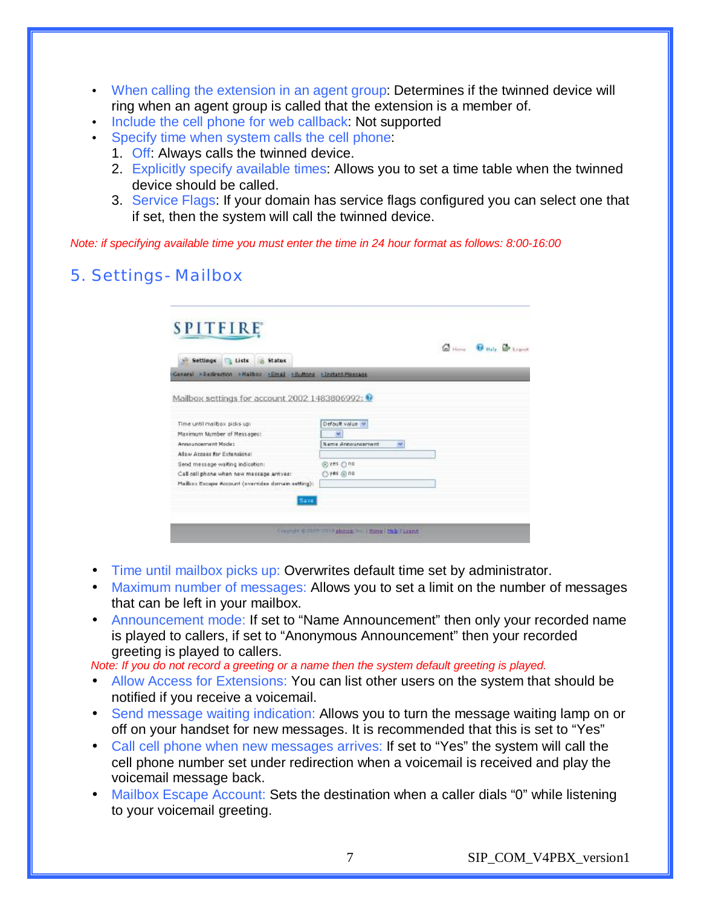- When calling the extension in an agent group: Determines if the twinned device will ring when an agent group is called that the extension is a member of.
- Include the cell phone for web callback: Not supported
- Specify time when system calls the cell phone:
  1. Off: Always calls the twinned device.
  2. Explicitly specify available times: Allows you to set a time table when the twinned device should be called.
  3. Service Flags: If your domain has service flags configured you can select one that if set, then the system will call the twinned device.

*Note: if specifying available time you must enter the time in 24 hour format as follows: 8:00-16:00*

## 5. Settings- Mailbox

- Time until mailbox picks up: Overwrites default time set by administrator.
- Maximum number of messages: Allows you to set a limit on the number of messages that can be left in your mailbox.
- Announcement mode: If set to "Name Announcement" then only your recorded name is played to callers, if set to "Anonymous Announcement" then your recorded greeting is played to callers.

*Note: If you do not record a greeting or a name then the system default greeting is played.*

- Allow Access for Extensions: You can list other users on the system that should be notified if you receive a voicemail.
- Send message waiting indication: Allows you to turn the message waiting lamp on or off on your handset for new messages. It is recommended that this is set to "Yes"
- Call cell phone when new messages arrives: If set to "Yes" the system will call the cell phone number set under redirection when a voicemail is received and play the voicemail message back.
- Mailbox Escape Account: Sets the destination when a caller dials "0" while listening to your voicemail greeting.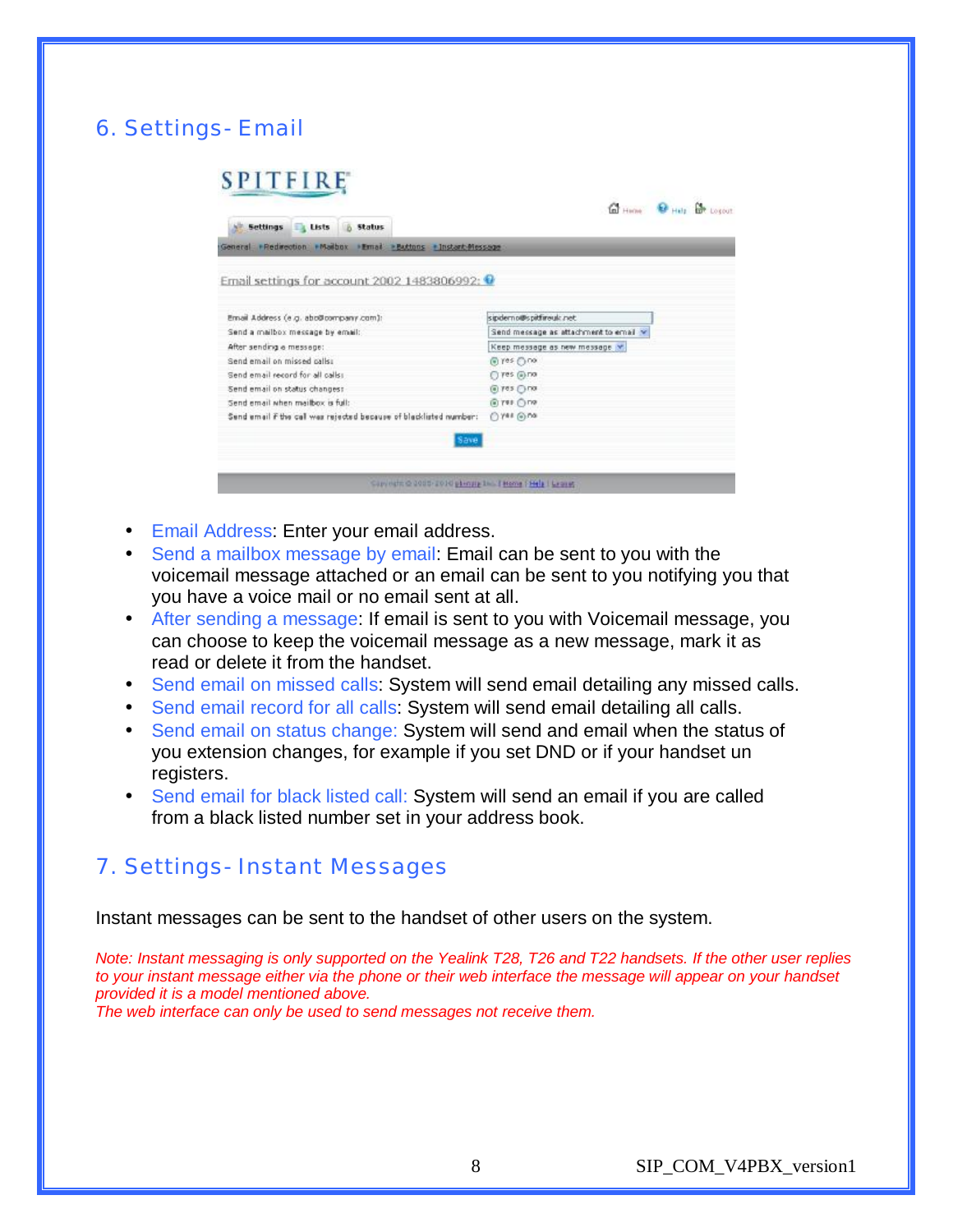## 6. Settings- Email

- Email Address: Enter your email address.
- Send a mailbox message by email: Email can be sent to you with the voicemail message attached or an email can be sent to you notifying you that you have a voice mail or no email sent at all.
- After sending a message: If email is sent to you with Voicemail message, you can choose to keep the voicemail message as a new message, mark it as read or delete it from the handset.
- Send email on missed calls: System will send email detailing any missed calls.
- Send email record for all calls: System will send email detailing all calls.
- Send email on status change: System will send and email when the status of you extension changes, for example if you set DND or if your handset un registers.
- Send email for black listed call: System will send an email if you are called from a black listed number set in your address book.

## 7. Settings- Instant Messages

Instant messages can be sent to the handset of other users on the system.

*Note: Instant messaging is only supported on the Yealink T28, T26 and T22 handsets. If the other user replies to your instant message either via the phone or their web interface the message will appear on your handset provided it is a model mentioned above.*
*The web interface can only be used to send messages not receive them.*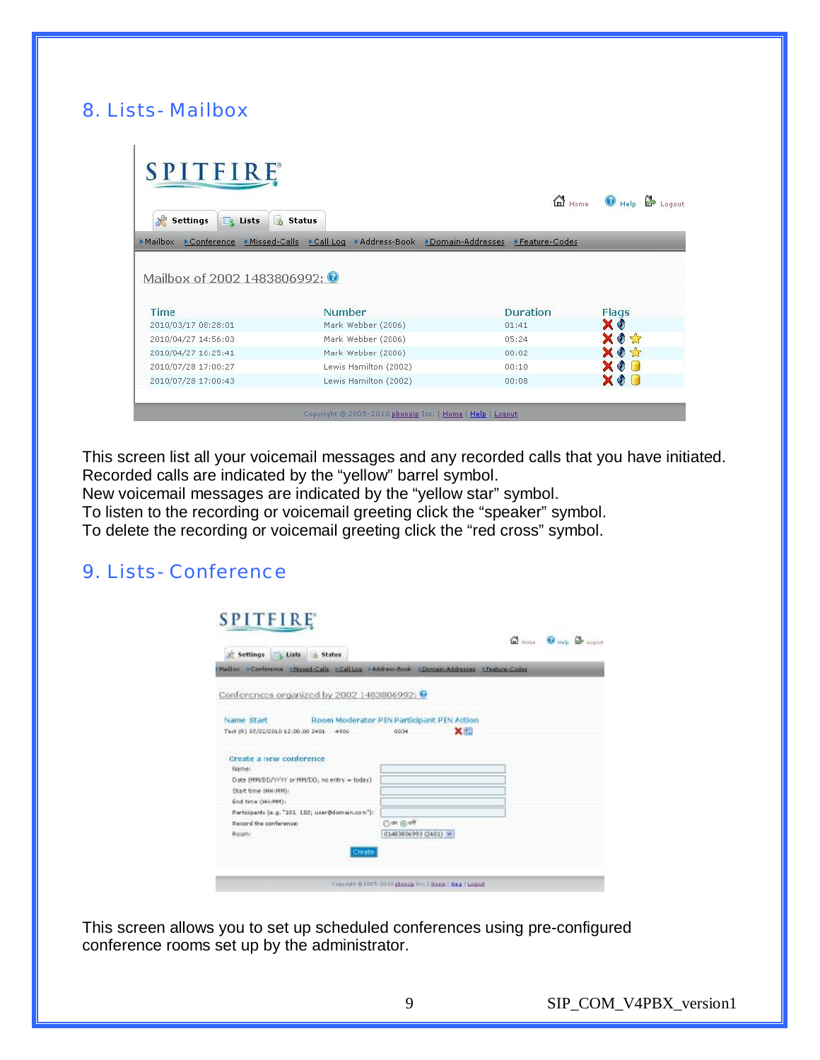## 8. Lists- Mailbox

This screen list all your voicemail messages and any recorded calls that you have initiated.
Recorded calls are indicated by the “yellow” barrel symbol.
New voicemail messages are indicated by the “yellow star” symbol.
To listen to the recording or voicemail greeting click the “speaker” symbol.
To delete the recording or voicemail greeting click the “red cross” symbol.

## 9. Lists- Conference

This screen allows you to set up scheduled conferences using pre-configured conference rooms set up by the administrator.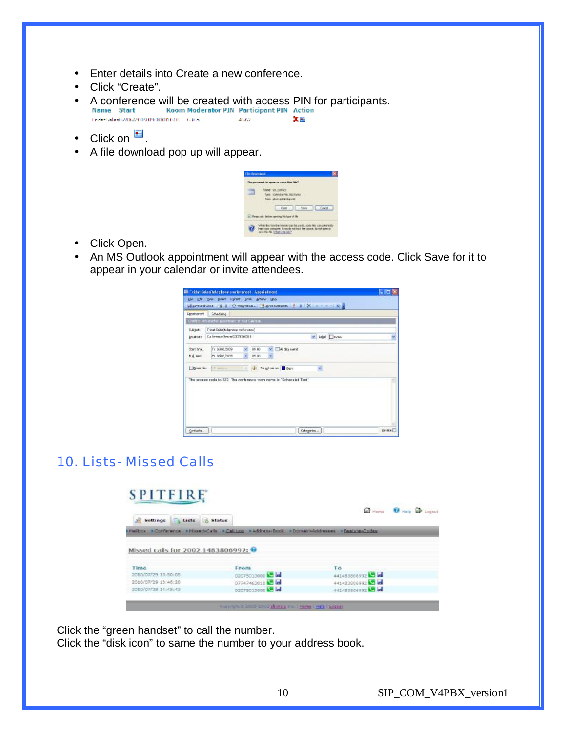- Enter details into Create a new conference.
- Click “Create”.
- A conference will be created with access PIN for participants.
- Click on .
- A file download pop up will appear.
- Click Open.
- An MS Outlook appointment will appear with the access code. Click Save for it to appear in your calendar or invite attendees.

## 10. Lists- Missed Calls

Click the “green handset” to call the number.
Click the “disk icon” to same the number to your address book.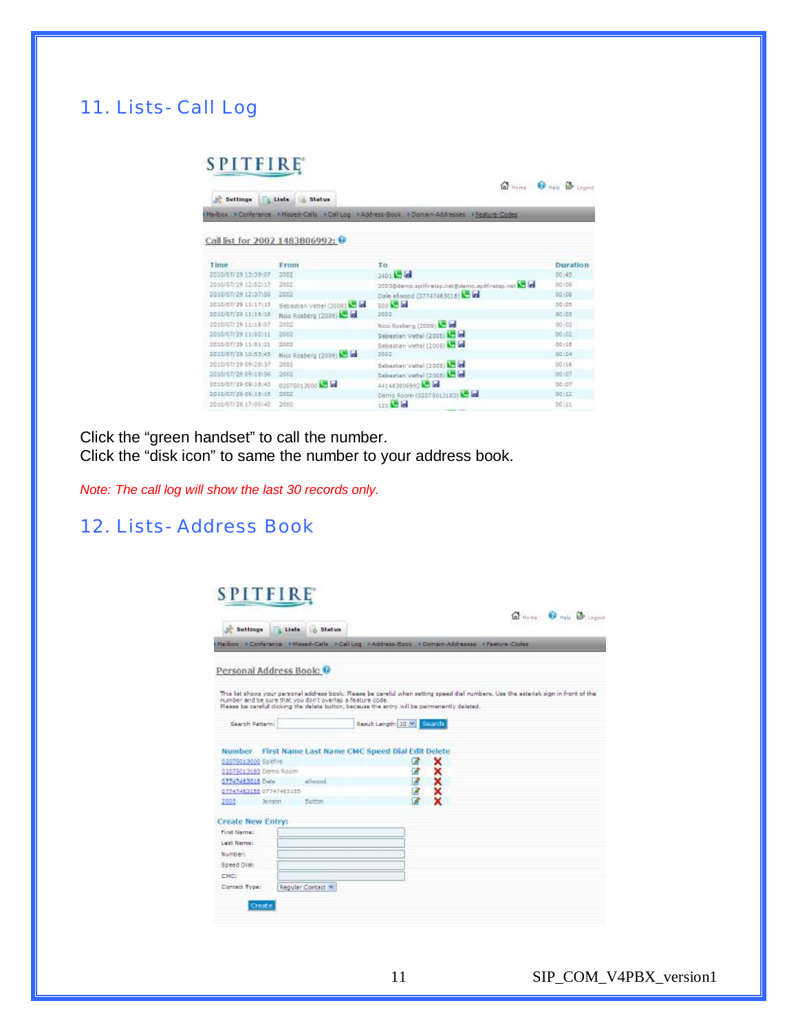## 11. Lists- Call Log

Click the “green handset” to call the number.
Click the “disk icon” to same the number to your address book.

*Note: The call log will show the last 30 records only.*

## 12. Lists- Address Book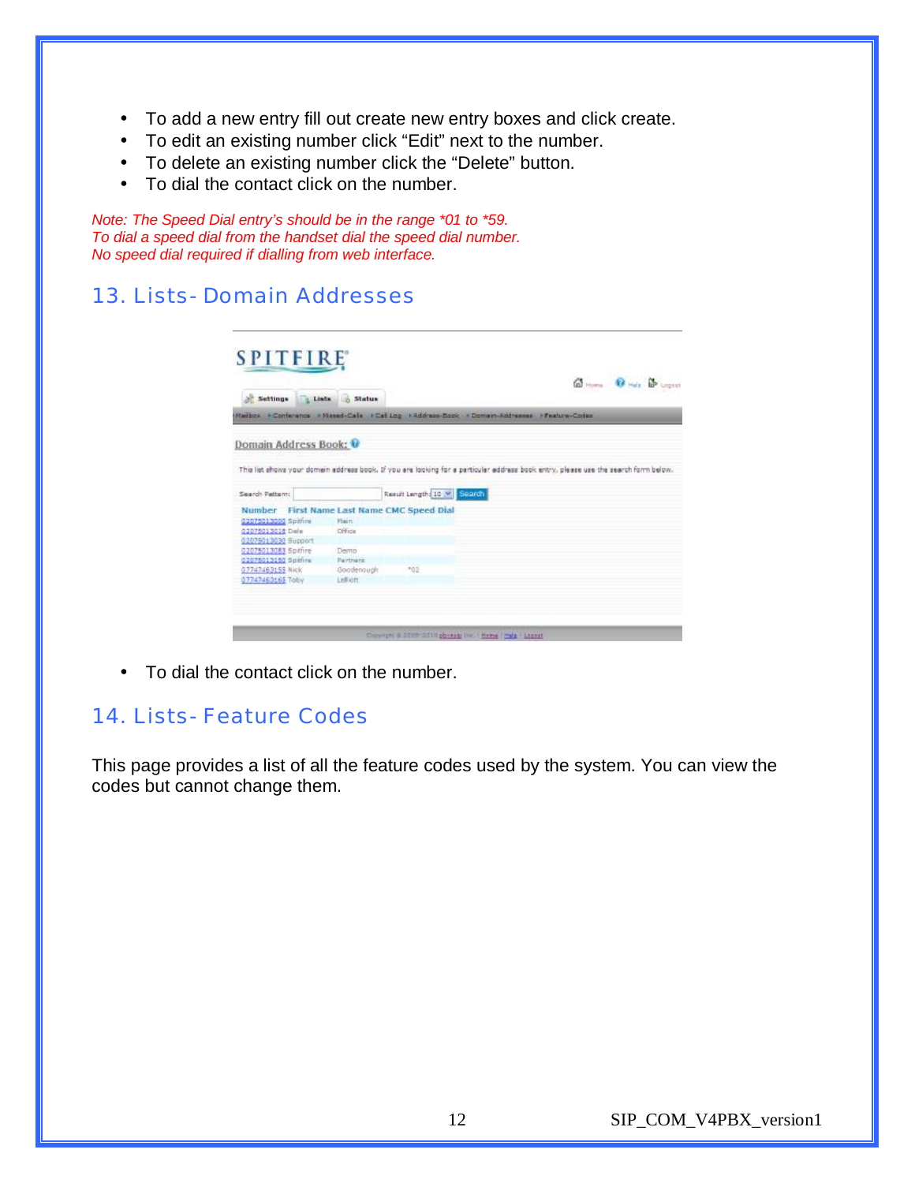- To add a new entry fill out create new entry boxes and click create.
- To edit an existing number click "Edit" next to the number.
- To delete an existing number click the "Delete" button.
- To dial the contact click on the number.

*Note: The Speed Dial entry's should be in the range *01 to *59.*
*To dial a speed dial from the handset dial the speed dial number.*
*No speed dial required if dialling from web interface.*

## 13. Lists- Domain Addresses

- To dial the contact click on the number.

## 14. Lists- Feature Codes

This page provides a list of all the feature codes used by the system. You can view the codes but cannot change them.